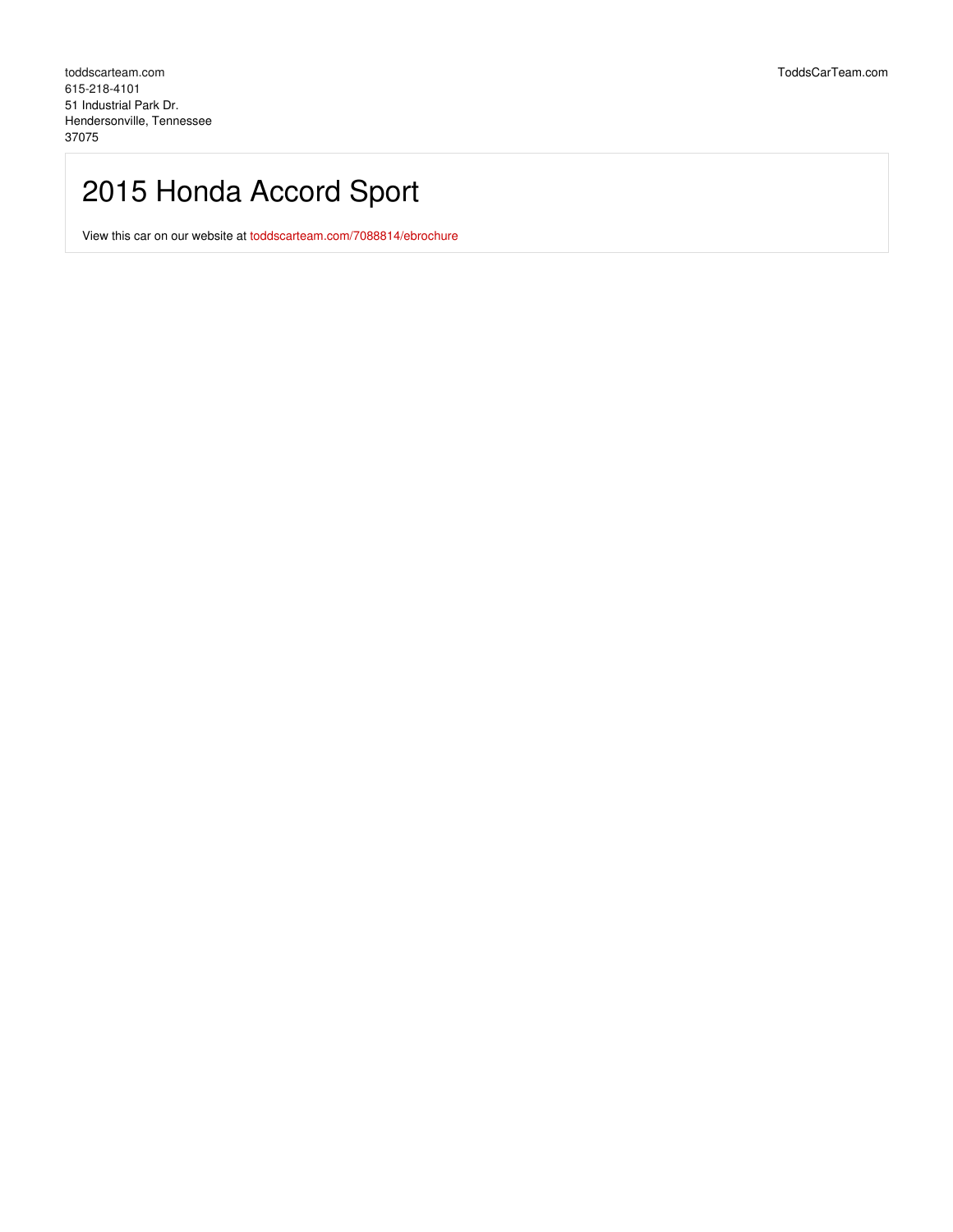toddscarteam.com
615-218-4101
51 Industrial Park Dr.
Hendersonville, Tennessee
37075

ToddsCarTeam.com

# 2015 Honda Accord Sport

View this car on our website at toddscarteam.com/7088814/ebrochure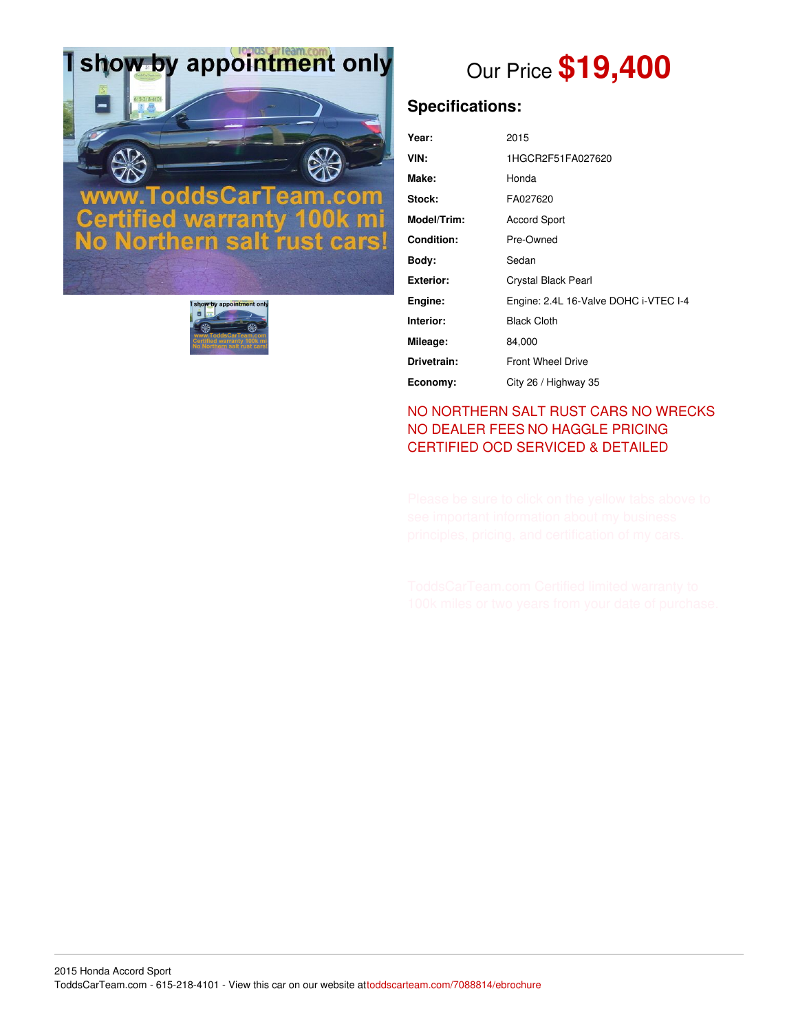Our Price **$19,400**

## Specifications:

| | |
|---|---|
| **Year:** | 2015 |
| **VIN:** | 1HGCR2F51FA027620 |
| **Make:** | Honda |
| **Stock:** | FA027620 |
| **Model/Trim:** | Accord Sport |
| **Condition:** | Pre-Owned |
| **Body:** | Sedan |
| **Exterior:** | Crystal Black Pearl |
| **Engine:** | Engine: 2.4L 16-Valve DOHC i-VTEC I-4 |
| **Interior:** | Black Cloth |
| **Mileage:** | 84,000 |
| **Drivetrain:** | Front Wheel Drive |
| **Economy:** | City 26 / Highway 35 |

NO NORTHERN SALT RUST CARS NO WRECKS NO DEALER FEES NO HAGGLE PRICING CERTIFIED OCD SERVICED & DETAILED

Please be sure to click on the yellow tabs above to see important information about my business principles, pricing, and certification of my cars.

ToddsCarTeam.com Certified limited warranty to 100k miles or two years from your date of purchase.

2015 Honda Accord Sport
ToddsCarTeam.com - 615-218-4101 - View this car on our website attoddscarteam.com/7088814/ebrochure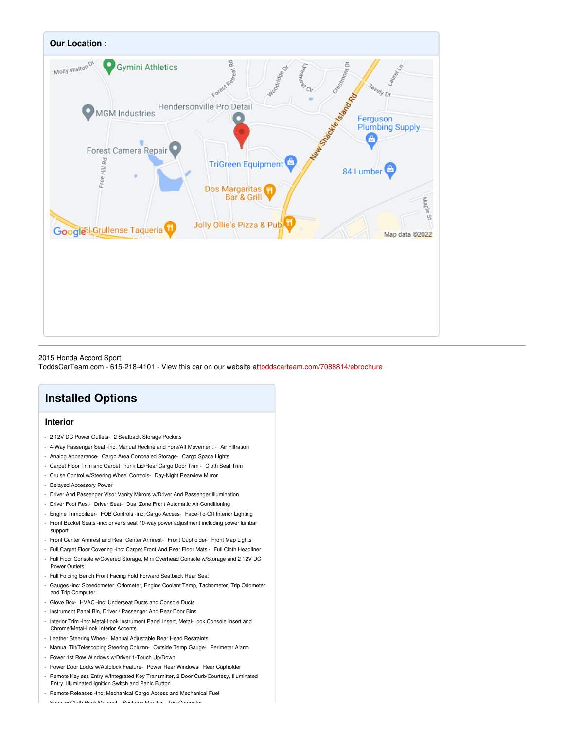## Our Location :

2015 Honda Accord Sport
ToddsCarTeam.com - 615-218-4101 - View this car on our website attoddscarteam.com/7088814/ebrochure

# Installed Options

### Interior

- 2 12V DC Power Outlets- 2 Seatback Storage Pockets
- 4-Way Passenger Seat -inc: Manual Recline and Fore/Aft Movement - Air Filtration
- Analog Appearance- Cargo Area Concealed Storage- Cargo Space Lights
- Carpet Floor Trim and Carpet Trunk Lid/Rear Cargo Door Trim - Cloth Seat Trim
- Cruise Control w/Steering Wheel Controls- Day-Night Rearview Mirror
- Delayed Accessory Power
- Driver And Passenger Visor Vanity Mirrors w/Driver And Passenger Illumination
- Driver Foot Rest- Driver Seat- Dual Zone Front Automatic Air Conditioning
- Engine Immobilizer- FOB Controls -inc: Cargo Access- Fade-To-Off Interior Lighting
- Front Bucket Seats -inc: driver's seat 10-way power adjustment including power lumbar support
- Front Center Armrest and Rear Center Armrest- Front Cupholder- Front Map Lights
- Full Carpet Floor Covering -inc: Carpet Front And Rear Floor Mats - Full Cloth Headliner
- Full Floor Console w/Covered Storage, Mini Overhead Console w/Storage and 2 12V DC Power Outlets
- Full Folding Bench Front Facing Fold Forward Seatback Rear Seat
- Gauges -inc: Speedometer, Odometer, Engine Coolant Temp, Tachometer, Trip Odometer and Trip Computer
- Glove Box- HVAC -inc: Underseat Ducts and Console Ducts
- Instrument Panel Bin, Driver / Passenger And Rear Door Bins
- Interior Trim -inc: Metal-Look Instrument Panel Insert, Metal-Look Console Insert and Chrome/Metal-Look Interior Accents
- Leather Steering Wheel- Manual Adjustable Rear Head Restraints
- Manual Tilt/Telescoping Steering Column- Outside Temp Gauge- Perimeter Alarm
- Power 1st Row Windows w/Driver 1-Touch Up/Down
- Power Door Locks w/Autolock Feature- Power Rear Windows- Rear Cupholder
- Remote Keyless Entry w/Integrated Key Transmitter, 2 Door Curb/Courtesy, Illuminated Entry, Illuminated Ignition Switch and Panic Button
- Remote Releases -Inc: Mechanical Cargo Access and Mechanical Fuel
- Seats w/Cloth Back Material- Systems Monitor- Trip Computer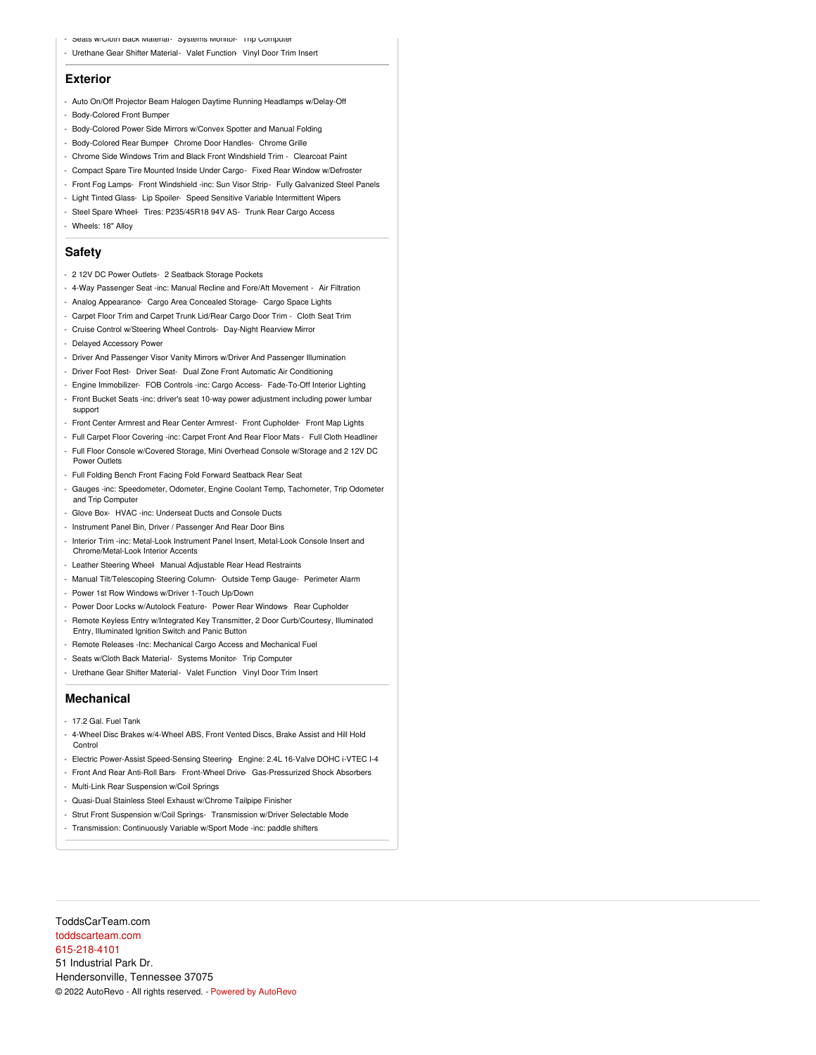- Seats w/Cloth Back Material- Systems Monitor- Trip Computer
- Urethane Gear Shifter Material- Valet Function- Vinyl Door Trim Insert

## Exterior

- Auto On/Off Projector Beam Halogen Daytime Running Headlamps w/Delay-Off
- Body-Colored Front Bumper
- Body-Colored Power Side Mirrors w/Convex Spotter and Manual Folding
- Body-Colored Rear Bumper- Chrome Door Handles- Chrome Grille
- Chrome Side Windows Trim and Black Front Windshield Trim - Clearcoat Paint
- Compact Spare Tire Mounted Inside Under Cargo- Fixed Rear Window w/Defroster
- Front Fog Lamps- Front Windshield -inc: Sun Visor Strip- Fully Galvanized Steel Panels
- Light Tinted Glass- Lip Spoiler- Speed Sensitive Variable Intermittent Wipers
- Steel Spare Wheel- Tires: P235/45R18 94V AS- Trunk Rear Cargo Access
- Wheels: 18" Alloy

## Safety

- 2 12V DC Power Outlets- 2 Seatback Storage Pockets
- 4-Way Passenger Seat -inc: Manual Recline and Fore/Aft Movement - Air Filtration
- Analog Appearance- Cargo Area Concealed Storage- Cargo Space Lights
- Carpet Floor Trim and Carpet Trunk Lid/Rear Cargo Door Trim - Cloth Seat Trim
- Cruise Control w/Steering Wheel Controls- Day-Night Rearview Mirror
- Delayed Accessory Power
- Driver And Passenger Visor Vanity Mirrors w/Driver And Passenger Illumination
- Driver Foot Rest- Driver Seat- Dual Zone Front Automatic Air Conditioning
- Engine Immobilizer- FOB Controls -inc: Cargo Access- Fade-To-Off Interior Lighting
- Front Bucket Seats -inc: driver's seat 10-way power adjustment including power lumbar support
- Front Center Armrest and Rear Center Armrest- Front Cupholder- Front Map Lights
- Full Carpet Floor Covering -inc: Carpet Front And Rear Floor Mats - Full Cloth Headliner
- Full Floor Console w/Covered Storage, Mini Overhead Console w/Storage and 2 12V DC Power Outlets
- Full Folding Bench Front Facing Fold Forward Seatback Rear Seat
- Gauges -inc: Speedometer, Odometer, Engine Coolant Temp, Tachometer, Trip Odometer and Trip Computer
- Glove Box- HVAC -inc: Underseat Ducts and Console Ducts
- Instrument Panel Bin, Driver / Passenger And Rear Door Bins
- Interior Trim -inc: Metal-Look Instrument Panel Insert, Metal-Look Console Insert and Chrome/Metal-Look Interior Accents
- Leather Steering Wheel- Manual Adjustable Rear Head Restraints
- Manual Tilt/Telescoping Steering Column- Outside Temp Gauge- Perimeter Alarm
- Power 1st Row Windows w/Driver 1-Touch Up/Down
- Power Door Locks w/Autolock Feature- Power Rear Windows- Rear Cupholder
- Remote Keyless Entry w/Integrated Key Transmitter, 2 Door Curb/Courtesy, Illuminated Entry, Illuminated Ignition Switch and Panic Button
- Remote Releases -Inc: Mechanical Cargo Access and Mechanical Fuel
- Seats w/Cloth Back Material- Systems Monitor- Trip Computer
- Urethane Gear Shifter Material- Valet Function- Vinyl Door Trim Insert

## Mechanical

- 17.2 Gal. Fuel Tank
- 4-Wheel Disc Brakes w/4-Wheel ABS, Front Vented Discs, Brake Assist and Hill Hold Control
- Electric Power-Assist Speed-Sensing Steering- Engine: 2.4L 16-Valve DOHC i-VTEC I-4
- Front And Rear Anti-Roll Bars- Front-Wheel Drive- Gas-Pressurized Shock Absorbers
- Multi-Link Rear Suspension w/Coil Springs
- Quasi-Dual Stainless Steel Exhaust w/Chrome Tailpipe Finisher
- Strut Front Suspension w/Coil Springs- Transmission w/Driver Selectable Mode
- Transmission: Continuously Variable w/Sport Mode -inc: paddle shifters

---

ToddsCarTeam.com
toddscarteam.com
615-218-4101
51 Industrial Park Dr.
Hendersonville, Tennessee 37075
© 2022 AutoRevo - All rights reserved. - Powered by AutoRevo